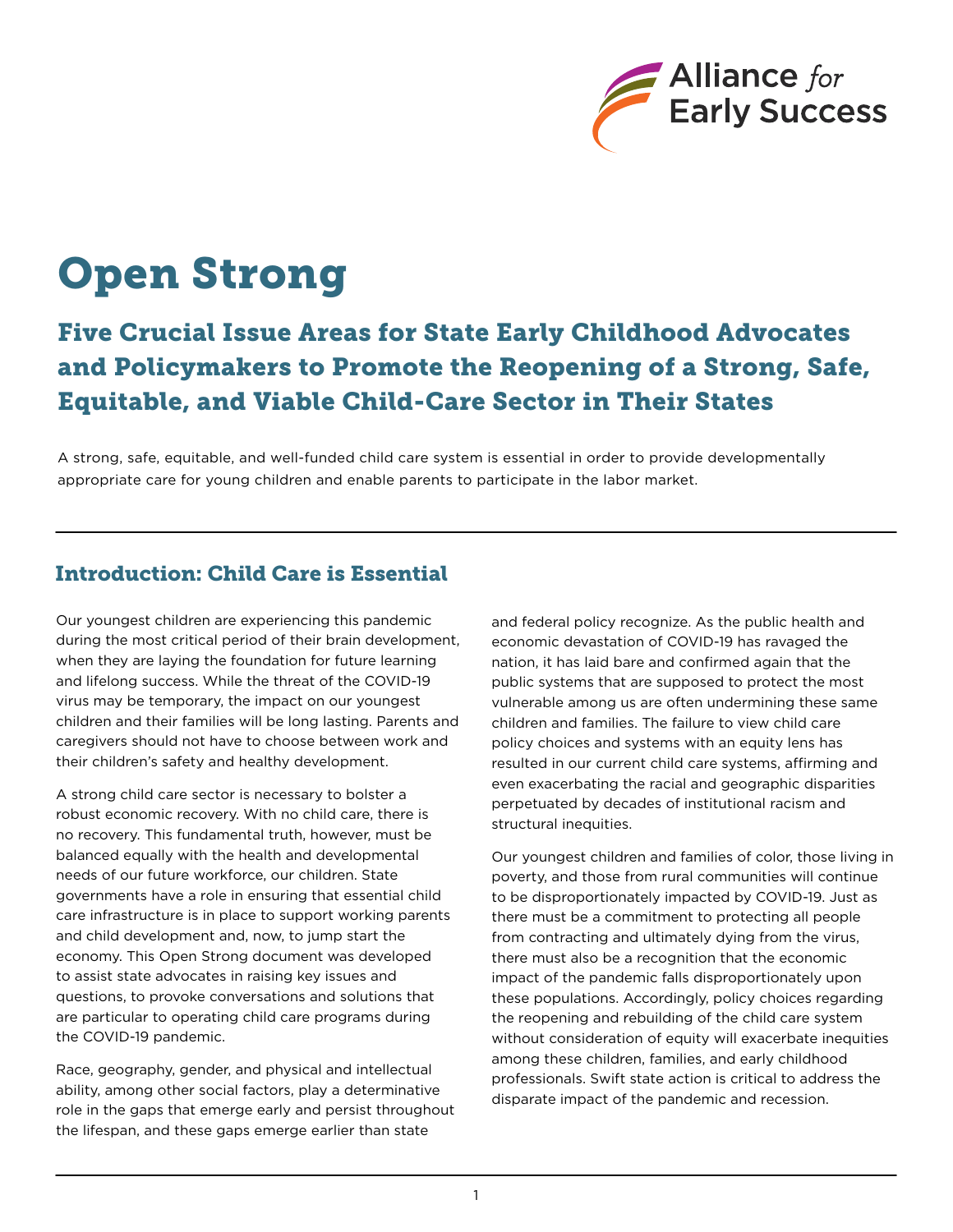Alliance *for* Early Success

# Open Strong

## Five Crucial Issue Areas for State Early Childhood Advocates and Policymakers to Promote the Reopening of a Strong, Safe, Equitable, and Viable Child-Care Sector in Their States

A strong, safe, equitable, and well-funded child care system is essential in order to provide developmentally appropriate care for young children and enable parents to participate in the labor market.

## Introduction: Child Care is Essential

Our youngest children are experiencing this pandemic during the most critical period of their brain development, when they are laying the foundation for future learning and lifelong success. While the threat of the COVID-19 virus may be temporary, the impact on our youngest children and their families will be long lasting. Parents and caregivers should not have to choose between work and their children's safety and healthy development.

A strong child care sector is necessary to bolster a robust economic recovery. With no child care, there is no recovery. This fundamental truth, however, must be balanced equally with the health and developmental needs of our future workforce, our children. State governments have a role in ensuring that essential child care infrastructure is in place to support working parents and child development and, now, to jump start the economy. This Open Strong document was developed to assist state advocates in raising key issues and questions, to provoke conversations and solutions that are particular to operating child care programs during the COVID-19 pandemic.

Race, geography, gender, and physical and intellectual ability, among other social factors, play a determinative role in the gaps that emerge early and persist throughout the lifespan, and these gaps emerge earlier than state and federal policy recognize. As the public health and economic devastation of COVID-19 has ravaged the nation, it has laid bare and confirmed again that the public systems that are supposed to protect the most vulnerable among us are often undermining these same children and families. The failure to view child care policy choices and systems with an equity lens has resulted in our current child care systems, affirming and even exacerbating the racial and geographic disparities perpetuated by decades of institutional racism and structural inequities.

Our youngest children and families of color, those living in poverty, and those from rural communities will continue to be disproportionately impacted by COVID-19. Just as there must be a commitment to protecting all people from contracting and ultimately dying from the virus, there must also be a recognition that the economic impact of the pandemic falls disproportionately upon these populations. Accordingly, policy choices regarding the reopening and rebuilding of the child care system without consideration of equity will exacerbate inequities among these children, families, and early childhood professionals. Swift state action is critical to address the disparate impact of the pandemic and recession.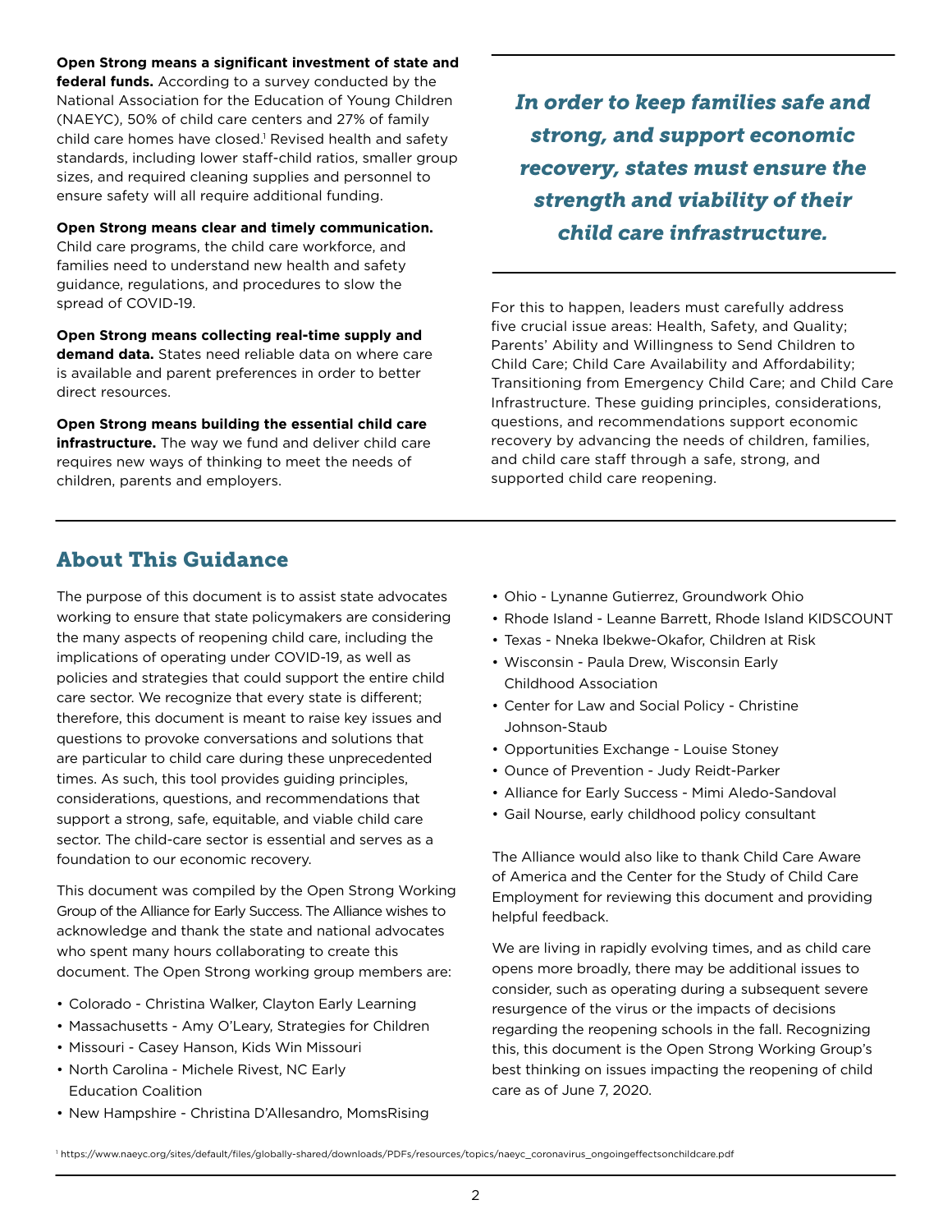**Open Strong means a significant investment of state and federal funds.** According to a survey conducted by the National Association for the Education of Young Children (NAEYC), 50% of child care centers and 27% of family child care homes have closed.[1] Revised health and safety standards, including lower staff-child ratios, smaller group sizes, and required cleaning supplies and personnel to ensure safety will all require additional funding.

**Open Strong means clear and timely communication.** Child care programs, the child care workforce, and families need to understand new health and safety guidance, regulations, and procedures to slow the spread of COVID-19.

**Open Strong means collecting real-time supply and demand data.** States need reliable data on where care is available and parent preferences in order to better direct resources.

**Open Strong means building the essential child care infrastructure.** The way we fund and deliver child care requires new ways of thinking to meet the needs of children, parents and employers.

***In order to keep families safe and strong, and support economic recovery, states must ensure the strength and viability of their child care infrastructure.***

For this to happen, leaders must carefully address five crucial issue areas: Health, Safety, and Quality; Parents' Ability and Willingness to Send Children to Child Care; Child Care Availability and Affordability; Transitioning from Emergency Child Care; and Child Care Infrastructure. These guiding principles, considerations, questions, and recommendations support economic recovery by advancing the needs of children, families, and child care staff through a safe, strong, and supported child care reopening.

## About This Guidance

The purpose of this document is to assist state advocates working to ensure that state policymakers are considering the many aspects of reopening child care, including the implications of operating under COVID-19, as well as policies and strategies that could support the entire child care sector. We recognize that every state is different; therefore, this document is meant to raise key issues and questions to provoke conversations and solutions that are particular to child care during these unprecedented times. As such, this tool provides guiding principles, considerations, questions, and recommendations that support a strong, safe, equitable, and viable child care sector. The child-care sector is essential and serves as a foundation to our economic recovery.

This document was compiled by the Open Strong Working Group of the Alliance for Early Success. The Alliance wishes to acknowledge and thank the state and national advocates who spent many hours collaborating to create this document. The Open Strong working group members are:

- Colorado - Christina Walker, Clayton Early Learning
- Massachusetts - Amy O'Leary, Strategies for Children
- Missouri - Casey Hanson, Kids Win Missouri
- North Carolina - Michele Rivest, NC Early Education Coalition
- New Hampshire - Christina D'Allesandro, MomsRising
- Ohio - Lynanne Gutierrez, Groundwork Ohio
- Rhode Island - Leanne Barrett, Rhode Island KIDSCOUNT
- Texas - Nneka Ibekwe-Okafor, Children at Risk
- Wisconsin - Paula Drew, Wisconsin Early Childhood Association
- Center for Law and Social Policy - Christine Johnson-Staub
- Opportunities Exchange - Louise Stoney
- Ounce of Prevention - Judy Reidt-Parker
- Alliance for Early Success - Mimi Aledo-Sandoval
- Gail Nourse, early childhood policy consultant

The Alliance would also like to thank Child Care Aware of America and the Center for the Study of Child Care Employment for reviewing this document and providing helpful feedback.

We are living in rapidly evolving times, and as child care opens more broadly, there may be additional issues to consider, such as operating during a subsequent severe resurgence of the virus or the impacts of decisions regarding the reopening schools in the fall. Recognizing this, this document is the Open Strong Working Group's best thinking on issues impacting the reopening of child care as of June 7, 2020.

[1] https://www.naeyc.org/sites/default/files/globally-shared/downloads/PDFs/resources/topics/naeyc_coronavirus_ongoingeffectsonchildcare.pdf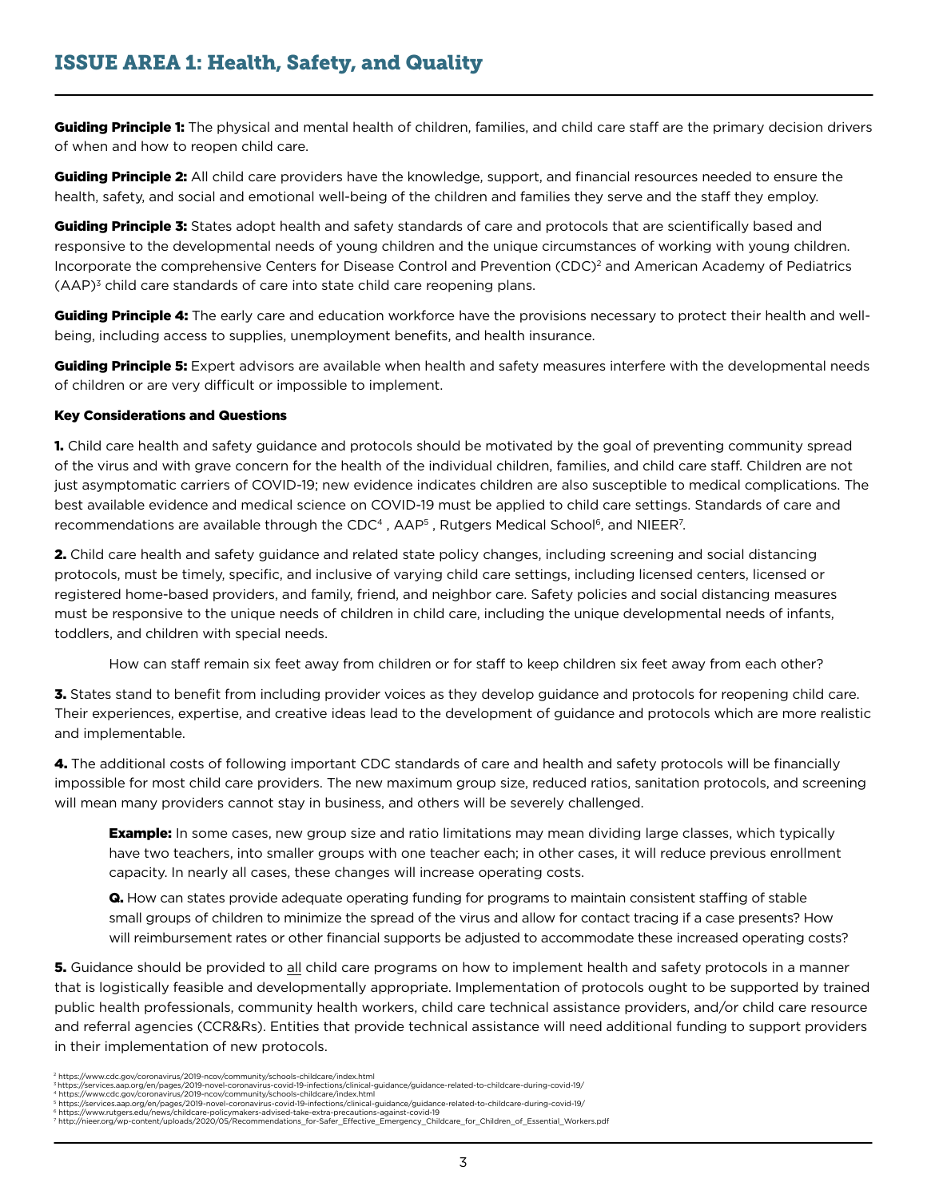## ISSUE AREA 1: Health, Safety, and Quality

**Guiding Principle 1:** The physical and mental health of children, families, and child care staff are the primary decision drivers of when and how to reopen child care.

**Guiding Principle 2:** All child care providers have the knowledge, support, and financial resources needed to ensure the health, safety, and social and emotional well-being of the children and families they serve and the staff they employ.

**Guiding Principle 3:** States adopt health and safety standards of care and protocols that are scientifically based and responsive to the developmental needs of young children and the unique circumstances of working with young children. Incorporate the comprehensive Centers for Disease Control and Prevention (CDC)[2] and American Academy of Pediatrics (AAP)[3] child care standards of care into state child care reopening plans.

**Guiding Principle 4:** The early care and education workforce have the provisions necessary to protect their health and well-being, including access to supplies, unemployment benefits, and health insurance.

**Guiding Principle 5:** Expert advisors are available when health and safety measures interfere with the developmental needs of children or are very difficult or impossible to implement.

**Key Considerations and Questions**

**1.** Child care health and safety guidance and protocols should be motivated by the goal of preventing community spread of the virus and with grave concern for the health of the individual children, families, and child care staff. Children are not just asymptomatic carriers of COVID-19; new evidence indicates children are also susceptible to medical complications. The best available evidence and medical science on COVID-19 must be applied to child care settings. Standards of care and recommendations are available through the CDC[4] , AAP[5] , Rutgers Medical School[6], and NIEER[7].

**2.** Child care health and safety guidance and related state policy changes, including screening and social distancing protocols, must be timely, specific, and inclusive of varying child care settings, including licensed centers, licensed or registered home-based providers, and family, friend, and neighbor care. Safety policies and social distancing measures must be responsive to the unique needs of children in child care, including the unique developmental needs of infants, toddlers, and children with special needs.

How can staff remain six feet away from children or for staff to keep children six feet away from each other?

**3.** States stand to benefit from including provider voices as they develop guidance and protocols for reopening child care. Their experiences, expertise, and creative ideas lead to the development of guidance and protocols which are more realistic and implementable.

**4.** The additional costs of following important CDC standards of care and health and safety protocols will be financially impossible for most child care providers. The new maximum group size, reduced ratios, sanitation protocols, and screening will mean many providers cannot stay in business, and others will be severely challenged.

> **Example:** In some cases, new group size and ratio limitations may mean dividing large classes, which typically have two teachers, into smaller groups with one teacher each; in other cases, it will reduce previous enrollment capacity. In nearly all cases, these changes will increase operating costs.
>
> **Q.** How can states provide adequate operating funding for programs to maintain consistent staffing of stable small groups of children to minimize the spread of the virus and allow for contact tracing if a case presents? How will reimbursement rates or other financial supports be adjusted to accommodate these increased operating costs?

**5.** Guidance should be provided to all child care programs on how to implement health and safety protocols in a manner that is logistically feasible and developmentally appropriate. Implementation of protocols ought to be supported by trained public health professionals, community health workers, child care technical assistance providers, and/or child care resource and referral agencies (CCR&Rs). Entities that provide technical assistance will need additional funding to support providers in their implementation of new protocols.

---

[2] https://www.cdc.gov/coronavirus/2019-ncov/community/schools-childcare/index.html
[3] https://services.aap.org/en/pages/2019-novel-coronavirus-covid-19-infections/clinical-guidance/guidance-related-to-childcare-during-covid-19/
[4] https://www.cdc.gov/coronavirus/2019-ncov/community/schools-childcare/index.html
[5] https://services.aap.org/en/pages/2019-novel-coronavirus-covid-19-infections/clinical-guidance/guidance-related-to-childcare-during-covid-19/
[6] https://www.rutgers.edu/news/childcare-policymakers-advised-take-extra-precautions-against-covid-19
[7] http://nieer.org/wp-content/uploads/2020/05/Recommendations_for-Safer_Effective_Emergency_Childcare_for_Children_of_Essential_Workers.pdf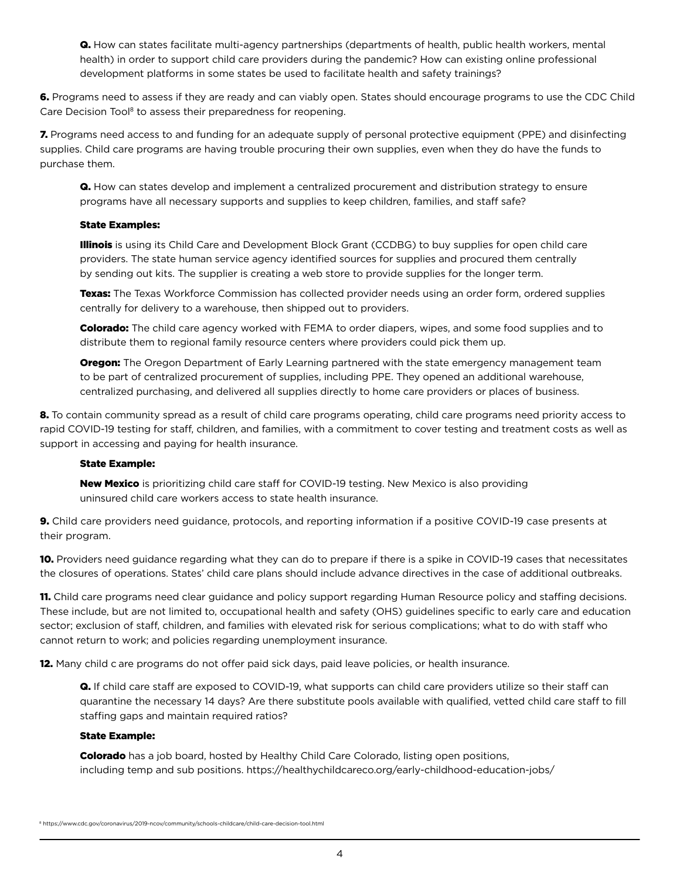**Q.** How can states facilitate multi-agency partnerships (departments of health, public health workers, mental health) in order to support child care providers during the pandemic? How can existing online professional development platforms in some states be used to facilitate health and safety trainings?

**6.** Programs need to assess if they are ready and can viably open. States should encourage programs to use the CDC Child Care Decision Tool[8] to assess their preparedness for reopening.

**7.** Programs need access to and funding for an adequate supply of personal protective equipment (PPE) and disinfecting supplies. Child care programs are having trouble procuring their own supplies, even when they do have the funds to purchase them.

**Q.** How can states develop and implement a centralized procurement and distribution strategy to ensure programs have all necessary supports and supplies to keep children, families, and staff safe?

**State Examples:**

**Illinois** is using its Child Care and Development Block Grant (CCDBG) to buy supplies for open child care providers. The state human service agency identified sources for supplies and procured them centrally by sending out kits. The supplier is creating a web store to provide supplies for the longer term.

**Texas:** The Texas Workforce Commission has collected provider needs using an order form, ordered supplies centrally for delivery to a warehouse, then shipped out to providers.

**Colorado:** The child care agency worked with FEMA to order diapers, wipes, and some food supplies and to distribute them to regional family resource centers where providers could pick them up.

**Oregon:** The Oregon Department of Early Learning partnered with the state emergency management team to be part of centralized procurement of supplies, including PPE. They opened an additional warehouse, centralized purchasing, and delivered all supplies directly to home care providers or places of business.

**8.** To contain community spread as a result of child care programs operating, child care programs need priority access to rapid COVID-19 testing for staff, children, and families, with a commitment to cover testing and treatment costs as well as support in accessing and paying for health insurance.

**State Example:**

**New Mexico** is prioritizing child care staff for COVID-19 testing. New Mexico is also providing uninsured child care workers access to state health insurance.

**9.** Child care providers need guidance, protocols, and reporting information if a positive COVID-19 case presents at their program.

**10.** Providers need guidance regarding what they can do to prepare if there is a spike in COVID-19 cases that necessitates the closures of operations. States' child care plans should include advance directives in the case of additional outbreaks.

**11.** Child care programs need clear guidance and policy support regarding Human Resource policy and staffing decisions. These include, but are not limited to, occupational health and safety (OHS) guidelines specific to early care and education sector; exclusion of staff, children, and families with elevated risk for serious complications; what to do with staff who cannot return to work; and policies regarding unemployment insurance.

**12.** Many child c are programs do not offer paid sick days, paid leave policies, or health insurance.

**Q.** If child care staff are exposed to COVID-19, what supports can child care providers utilize so their staff can quarantine the necessary 14 days? Are there substitute pools available with qualified, vetted child care staff to fill staffing gaps and maintain required ratios?

**State Example:**

**Colorado** has a job board, hosted by Healthy Child Care Colorado, listing open positions, including temp and sub positions. https://healthychildcareco.org/early-childhood-education-jobs/

[8] https://www.cdc.gov/coronavirus/2019-ncov/community/schools-childcare/child-care-decision-tool.html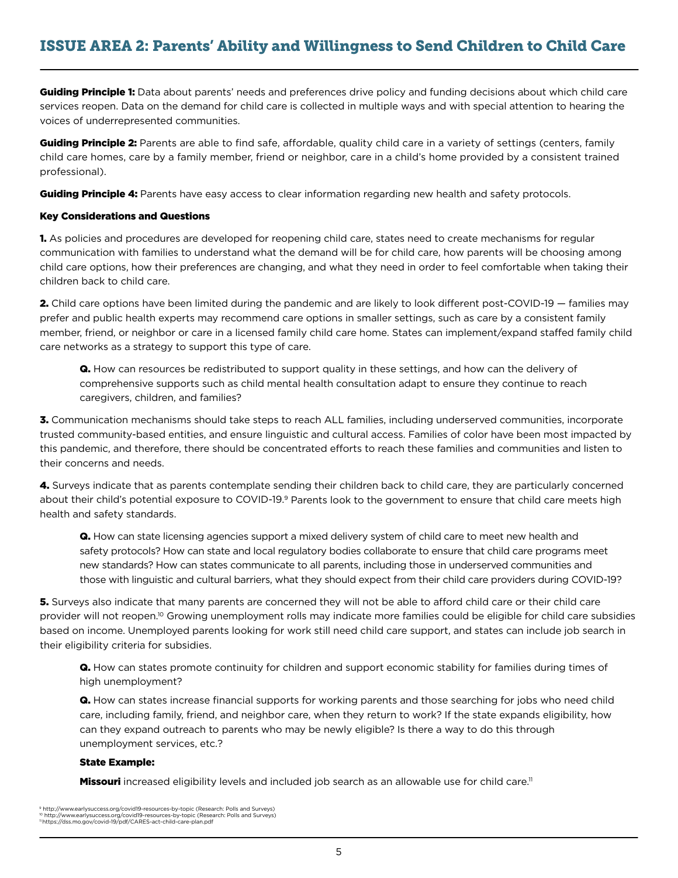## ISSUE AREA 2: Parents' Ability and Willingness to Send Children to Child Care

**Guiding Principle 1:** Data about parents' needs and preferences drive policy and funding decisions about which child care services reopen. Data on the demand for child care is collected in multiple ways and with special attention to hearing the voices of underrepresented communities.

**Guiding Principle 2:** Parents are able to find safe, affordable, quality child care in a variety of settings (centers, family child care homes, care by a family member, friend or neighbor, care in a child's home provided by a consistent trained professional).

**Guiding Principle 4:** Parents have easy access to clear information regarding new health and safety protocols.

**Key Considerations and Questions**

**1.** As policies and procedures are developed for reopening child care, states need to create mechanisms for regular communication with families to understand what the demand will be for child care, how parents will be choosing among child care options, how their preferences are changing, and what they need in order to feel comfortable when taking their children back to child care.

**2.** Child care options have been limited during the pandemic and are likely to look different post-COVID-19 — families may prefer and public health experts may recommend care options in smaller settings, such as care by a consistent family member, friend, or neighbor or care in a licensed family child care home. States can implement/expand staffed family child care networks as a strategy to support this type of care.

> **Q.** How can resources be redistributed to support quality in these settings, and how can the delivery of comprehensive supports such as child mental health consultation adapt to ensure they continue to reach caregivers, children, and families?

**3.** Communication mechanisms should take steps to reach ALL families, including underserved communities, incorporate trusted community-based entities, and ensure linguistic and cultural access. Families of color have been most impacted by this pandemic, and therefore, there should be concentrated efforts to reach these families and communities and listen to their concerns and needs.

**4.** Surveys indicate that as parents contemplate sending their children back to child care, they are particularly concerned about their child's potential exposure to COVID-19.[9] Parents look to the government to ensure that child care meets high health and safety standards.

> **Q.** How can state licensing agencies support a mixed delivery system of child care to meet new health and safety protocols? How can state and local regulatory bodies collaborate to ensure that child care programs meet new standards? How can states communicate to all parents, including those in underserved communities and those with linguistic and cultural barriers, what they should expect from their child care providers during COVID-19?

**5.** Surveys also indicate that many parents are concerned they will not be able to afford child care or their child care provider will not reopen.[10] Growing unemployment rolls may indicate more families could be eligible for child care subsidies based on income. Unemployed parents looking for work still need child care support, and states can include job search in their eligibility criteria for subsidies.

> **Q.** How can states promote continuity for children and support economic stability for families during times of high unemployment?
>
> **Q.** How can states increase financial supports for working parents and those searching for jobs who need child care, including family, friend, and neighbor care, when they return to work? If the state expands eligibility, how can they expand outreach to parents who may be newly eligible? Is there a way to do this through unemployment services, etc.?
>
> **State Example:**
>
> **Missouri** increased eligibility levels and included job search as an allowable use for child care.[11]

[9] http://www.earlysuccess.org/covid19-resources-by-topic (Research: Polls and Surveys)
[10] http://www.earlysuccess.org/covid19-resources-by-topic (Research: Polls and Surveys)
[11] https://dss.mo.gov/covid-19/pdf/CARES-act-child-care-plan.pdf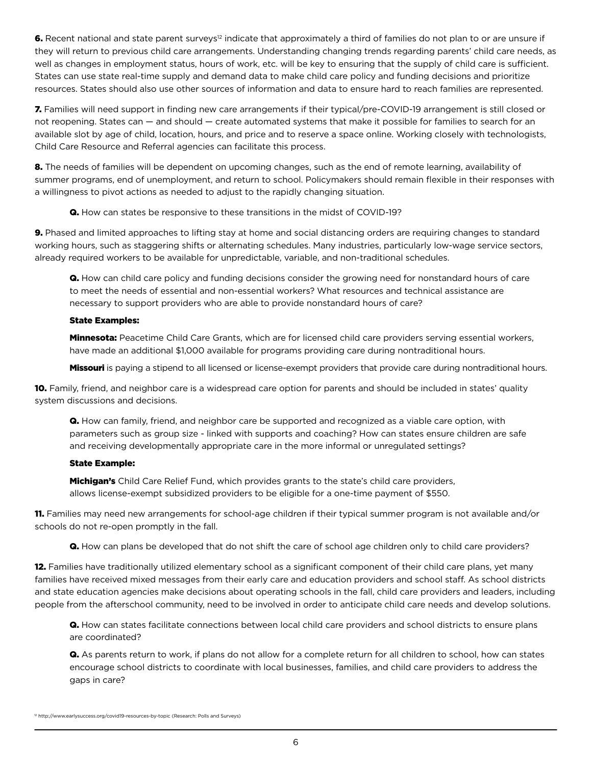**6.** Recent national and state parent surveys[12] indicate that approximately a third of families do not plan to or are unsure if they will return to previous child care arrangements. Understanding changing trends regarding parents' child care needs, as well as changes in employment status, hours of work, etc. will be key to ensuring that the supply of child care is sufficient. States can use state real-time supply and demand data to make child care policy and funding decisions and prioritize resources. States should also use other sources of information and data to ensure hard to reach families are represented.

**7.** Families will need support in finding new care arrangements if their typical/pre-COVID-19 arrangement is still closed or not reopening. States can — and should — create automated systems that make it possible for families to search for an available slot by age of child, location, hours, and price and to reserve a space online. Working closely with technologists, Child Care Resource and Referral agencies can facilitate this process.

**8.** The needs of families will be dependent on upcoming changes, such as the end of remote learning, availability of summer programs, end of unemployment, and return to school. Policymakers should remain flexible in their responses with a willingness to pivot actions as needed to adjust to the rapidly changing situation.

> **Q.** How can states be responsive to these transitions in the midst of COVID-19?

**9.** Phased and limited approaches to lifting stay at home and social distancing orders are requiring changes to standard working hours, such as staggering shifts or alternating schedules. Many industries, particularly low-wage service sectors, already required workers to be available for unpredictable, variable, and non-traditional schedules.

> **Q.** How can child care policy and funding decisions consider the growing need for nonstandard hours of care to meet the needs of essential and non-essential workers? What resources and technical assistance are necessary to support providers who are able to provide nonstandard hours of care?
>
> **State Examples:**
>
> **Minnesota:** Peacetime Child Care Grants, which are for licensed child care providers serving essential workers, have made an additional $1,000 available for programs providing care during nontraditional hours.
>
> **Missouri** is paying a stipend to all licensed or license-exempt providers that provide care during nontraditional hours.

**10.** Family, friend, and neighbor care is a widespread care option for parents and should be included in states' quality system discussions and decisions.

> **Q.** How can family, friend, and neighbor care be supported and recognized as a viable care option, with parameters such as group size - linked with supports and coaching? How can states ensure children are safe and receiving developmentally appropriate care in the more informal or unregulated settings?
>
> **State Example:**
>
> **Michigan's** Child Care Relief Fund, which provides grants to the state's child care providers, allows license-exempt subsidized providers to be eligible for a one-time payment of $550.

**11.** Families may need new arrangements for school-age children if their typical summer program is not available and/or schools do not re-open promptly in the fall.

> **Q.** How can plans be developed that do not shift the care of school age children only to child care providers?

**12.** Families have traditionally utilized elementary school as a significant component of their child care plans, yet many families have received mixed messages from their early care and education providers and school staff. As school districts and state education agencies make decisions about operating schools in the fall, child care providers and leaders, including people from the afterschool community, need to be involved in order to anticipate child care needs and develop solutions.

> **Q.** How can states facilitate connections between local child care providers and school districts to ensure plans are coordinated?
>
> **Q.** As parents return to work, if plans do not allow for a complete return for all children to school, how can states encourage school districts to coordinate with local businesses, families, and child care providers to address the gaps in care?

[12] http://www.earlysuccess.org/covid19-resources-by-topic (Research: Polls and Surveys)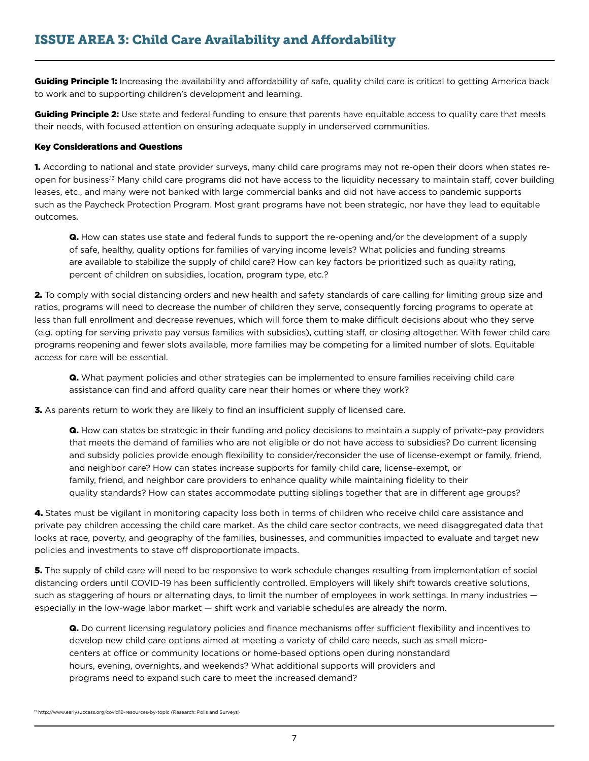## ISSUE AREA 3: Child Care Availability and Affordability

**Guiding Principle 1:** Increasing the availability and affordability of safe, quality child care is critical to getting America back to work and to supporting children's development and learning.

**Guiding Principle 2:** Use state and federal funding to ensure that parents have equitable access to quality care that meets their needs, with focused attention on ensuring adequate supply in underserved communities.

**Key Considerations and Questions**

**1.** According to national and state provider surveys, many child care programs may not re-open their doors when states re-open for business[13] Many child care programs did not have access to the liquidity necessary to maintain staff, cover building leases, etc., and many were not banked with large commercial banks and did not have access to pandemic supports such as the Paycheck Protection Program. Most grant programs have not been strategic, nor have they lead to equitable outcomes.

> **Q.** How can states use state and federal funds to support the re-opening and/or the development of a supply of safe, healthy, quality options for families of varying income levels? What policies and funding streams are available to stabilize the supply of child care? How can key factors be prioritized such as quality rating, percent of children on subsidies, location, program type, etc.?

**2.** To comply with social distancing orders and new health and safety standards of care calling for limiting group size and ratios, programs will need to decrease the number of children they serve, consequently forcing programs to operate at less than full enrollment and decrease revenues, which will force them to make difficult decisions about who they serve (e.g. opting for serving private pay versus families with subsidies), cutting staff, or closing altogether. With fewer child care programs reopening and fewer slots available, more families may be competing for a limited number of slots. Equitable access for care will be essential.

> **Q.** What payment policies and other strategies can be implemented to ensure families receiving child care assistance can find and afford quality care near their homes or where they work?

**3.** As parents return to work they are likely to find an insufficient supply of licensed care.

> **Q.** How can states be strategic in their funding and policy decisions to maintain a supply of private-pay providers that meets the demand of families who are not eligible or do not have access to subsidies? Do current licensing and subsidy policies provide enough flexibility to consider/reconsider the use of license-exempt or family, friend, and neighbor care? How can states increase supports for family child care, license-exempt, or family, friend, and neighbor care providers to enhance quality while maintaining fidelity to their quality standards? How can states accommodate putting siblings together that are in different age groups?

**4.** States must be vigilant in monitoring capacity loss both in terms of children who receive child care assistance and private pay children accessing the child care market. As the child care sector contracts, we need disaggregated data that looks at race, poverty, and geography of the families, businesses, and communities impacted to evaluate and target new policies and investments to stave off disproportionate impacts.

**5.** The supply of child care will need to be responsive to work schedule changes resulting from implementation of social distancing orders until COVID-19 has been sufficiently controlled. Employers will likely shift towards creative solutions, such as staggering of hours or alternating days, to limit the number of employees in work settings. In many industries — especially in the low-wage labor market — shift work and variable schedules are already the norm.

> **Q.** Do current licensing regulatory policies and finance mechanisms offer sufficient flexibility and incentives to develop new child care options aimed at meeting a variety of child care needs, such as small micro-centers at office or community locations or home-based options open during nonstandard hours, evening, overnights, and weekends? What additional supports will providers and programs need to expand such care to meet the increased demand?

[13] http://www.earlysuccess.org/covid19-resources-by-topic (Research: Polls and Surveys)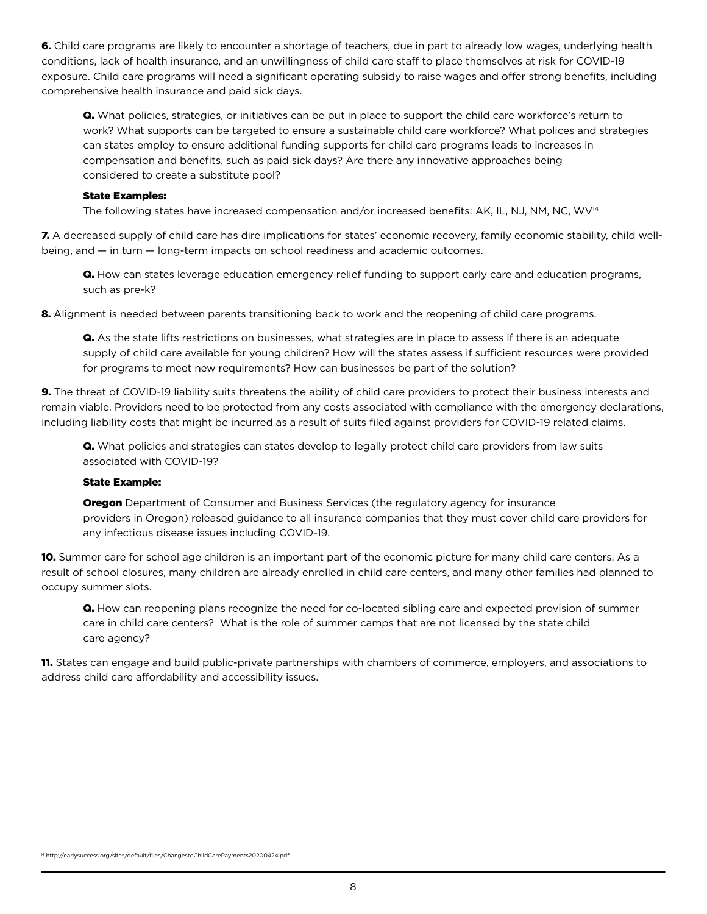**6.** Child care programs are likely to encounter a shortage of teachers, due in part to already low wages, underlying health conditions, lack of health insurance, and an unwillingness of child care staff to place themselves at risk for COVID-19 exposure. Child care programs will need a significant operating subsidy to raise wages and offer strong benefits, including comprehensive health insurance and paid sick days.

> **Q.** What policies, strategies, or initiatives can be put in place to support the child care workforce's return to work? What supports can be targeted to ensure a sustainable child care workforce? What polices and strategies can states employ to ensure additional funding supports for child care programs leads to increases in compensation and benefits, such as paid sick days? Are there any innovative approaches being considered to create a substitute pool?
>
> **State Examples:**
>
> The following states have increased compensation and/or increased benefits: AK, IL, NJ, NM, NC, WV[14]

**7.** A decreased supply of child care has dire implications for states' economic recovery, family economic stability, child well-being, and — in turn — long-term impacts on school readiness and academic outcomes.

> **Q.** How can states leverage education emergency relief funding to support early care and education programs, such as pre-k?

**8.** Alignment is needed between parents transitioning back to work and the reopening of child care programs.

> **Q.** As the state lifts restrictions on businesses, what strategies are in place to assess if there is an adequate supply of child care available for young children? How will the states assess if sufficient resources were provided for programs to meet new requirements? How can businesses be part of the solution?

**9.** The threat of COVID-19 liability suits threatens the ability of child care providers to protect their business interests and remain viable. Providers need to be protected from any costs associated with compliance with the emergency declarations, including liability costs that might be incurred as a result of suits filed against providers for COVID-19 related claims.

> **Q.** What policies and strategies can states develop to legally protect child care providers from law suits associated with COVID-19?
>
> **State Example:**
>
> **Oregon** Department of Consumer and Business Services (the regulatory agency for insurance providers in Oregon) released guidance to all insurance companies that they must cover child care providers for any infectious disease issues including COVID-19.

**10.** Summer care for school age children is an important part of the economic picture for many child care centers. As a result of school closures, many children are already enrolled in child care centers, and many other families had planned to occupy summer slots.

> **Q.** How can reopening plans recognize the need for co-located sibling care and expected provision of summer care in child care centers? What is the role of summer camps that are not licensed by the state child care agency?

**11.** States can engage and build public-private partnerships with chambers of commerce, employers, and associations to address child care affordability and accessibility issues.

[14] http://earlysuccess.org/sites/default/files/ChangestoChildCarePayments20200424.pdf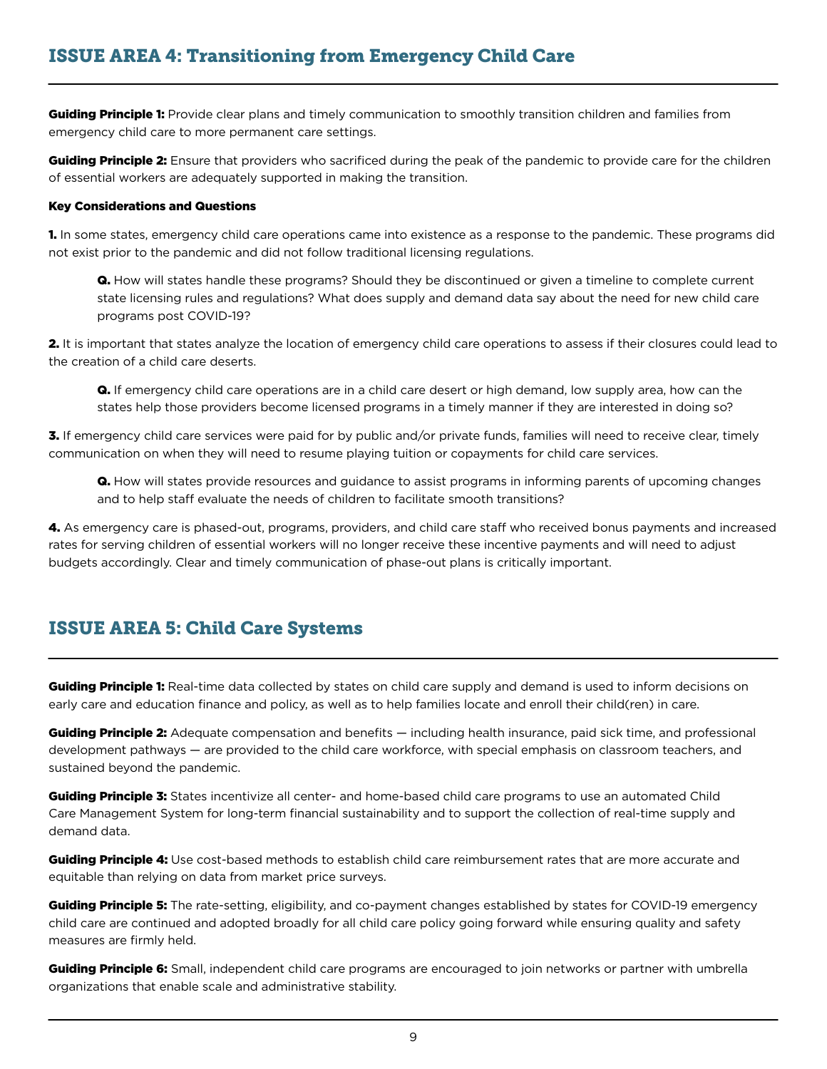## ISSUE AREA 4: Transitioning from Emergency Child Care

**Guiding Principle 1:** Provide clear plans and timely communication to smoothly transition children and families from emergency child care to more permanent care settings.

**Guiding Principle 2:** Ensure that providers who sacrificed during the peak of the pandemic to provide care for the children of essential workers are adequately supported in making the transition.

**Key Considerations and Questions**

**1.** In some states, emergency child care operations came into existence as a response to the pandemic. These programs did not exist prior to the pandemic and did not follow traditional licensing regulations.

> **Q.** How will states handle these programs? Should they be discontinued or given a timeline to complete current state licensing rules and regulations? What does supply and demand data say about the need for new child care programs post COVID-19?

**2.** It is important that states analyze the location of emergency child care operations to assess if their closures could lead to the creation of a child care deserts.

> **Q.** If emergency child care operations are in a child care desert or high demand, low supply area, how can the states help those providers become licensed programs in a timely manner if they are interested in doing so?

**3.** If emergency child care services were paid for by public and/or private funds, families will need to receive clear, timely communication on when they will need to resume playing tuition or copayments for child care services.

> **Q.** How will states provide resources and guidance to assist programs in informing parents of upcoming changes and to help staff evaluate the needs of children to facilitate smooth transitions?

**4.** As emergency care is phased-out, programs, providers, and child care staff who received bonus payments and increased rates for serving children of essential workers will no longer receive these incentive payments and will need to adjust budgets accordingly. Clear and timely communication of phase-out plans is critically important.

## ISSUE AREA 5: Child Care Systems

**Guiding Principle 1:** Real-time data collected by states on child care supply and demand is used to inform decisions on early care and education finance and policy, as well as to help families locate and enroll their child(ren) in care.

**Guiding Principle 2:** Adequate compensation and benefits — including health insurance, paid sick time, and professional development pathways — are provided to the child care workforce, with special emphasis on classroom teachers, and sustained beyond the pandemic.

**Guiding Principle 3:** States incentivize all center- and home-based child care programs to use an automated Child Care Management System for long-term financial sustainability and to support the collection of real-time supply and demand data.

**Guiding Principle 4:** Use cost-based methods to establish child care reimbursement rates that are more accurate and equitable than relying on data from market price surveys.

**Guiding Principle 5:** The rate-setting, eligibility, and co-payment changes established by states for COVID-19 emergency child care are continued and adopted broadly for all child care policy going forward while ensuring quality and safety measures are firmly held.

**Guiding Principle 6:** Small, independent child care programs are encouraged to join networks or partner with umbrella organizations that enable scale and administrative stability.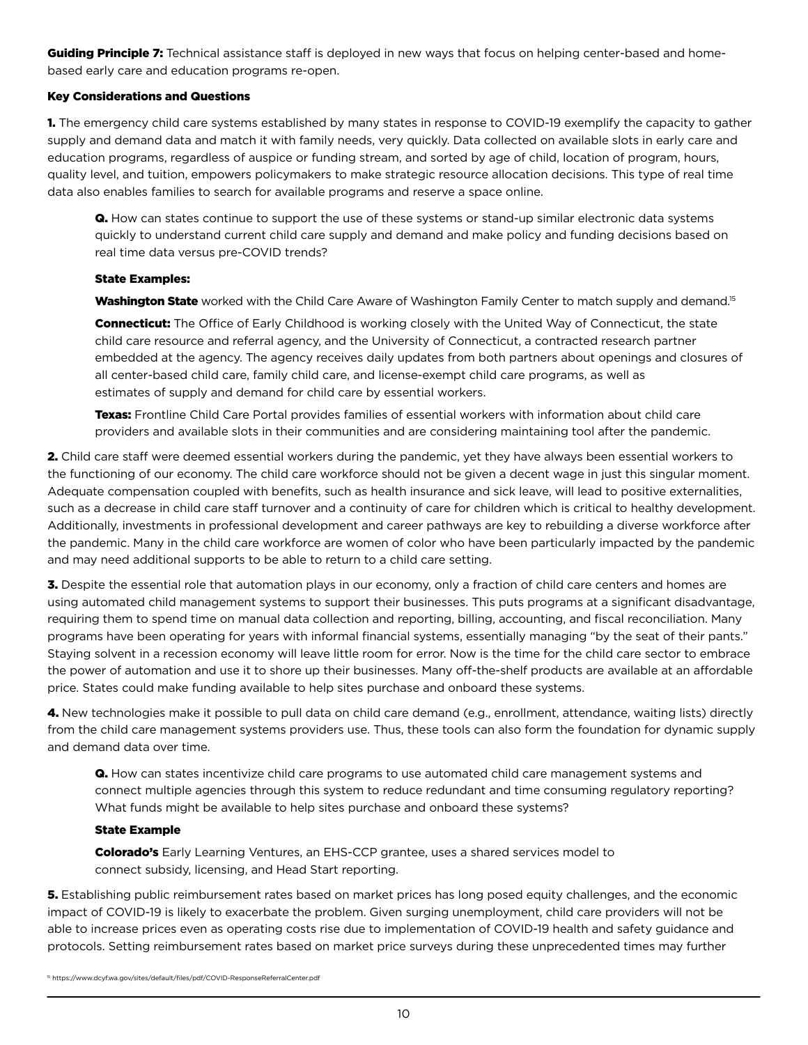**Guiding Principle 7:** Technical assistance staff is deployed in new ways that focus on helping center-based and home-based early care and education programs re-open.

### Key Considerations and Questions

**1.** The emergency child care systems established by many states in response to COVID-19 exemplify the capacity to gather supply and demand data and match it with family needs, very quickly. Data collected on available slots in early care and education programs, regardless of auspice or funding stream, and sorted by age of child, location of program, hours, quality level, and tuition, empowers policymakers to make strategic resource allocation decisions. This type of real time data also enables families to search for available programs and reserve a space online.

> **Q.** How can states continue to support the use of these systems or stand-up similar electronic data systems quickly to understand current child care supply and demand and make policy and funding decisions based on real time data versus pre-COVID trends?
>
> **State Examples:**
>
> **Washington State** worked with the Child Care Aware of Washington Family Center to match supply and demand.[15]
>
> **Connecticut:** The Office of Early Childhood is working closely with the United Way of Connecticut, the state child care resource and referral agency, and the University of Connecticut, a contracted research partner embedded at the agency. The agency receives daily updates from both partners about openings and closures of all center-based child care, family child care, and license-exempt child care programs, as well as estimates of supply and demand for child care by essential workers.
>
> **Texas:** Frontline Child Care Portal provides families of essential workers with information about child care providers and available slots in their communities and are considering maintaining tool after the pandemic.

**2.** Child care staff were deemed essential workers during the pandemic, yet they have always been essential workers to the functioning of our economy. The child care workforce should not be given a decent wage in just this singular moment. Adequate compensation coupled with benefits, such as health insurance and sick leave, will lead to positive externalities, such as a decrease in child care staff turnover and a continuity of care for children which is critical to healthy development. Additionally, investments in professional development and career pathways are key to rebuilding a diverse workforce after the pandemic. Many in the child care workforce are women of color who have been particularly impacted by the pandemic and may need additional supports to be able to return to a child care setting.

**3.** Despite the essential role that automation plays in our economy, only a fraction of child care centers and homes are using automated child management systems to support their businesses. This puts programs at a significant disadvantage, requiring them to spend time on manual data collection and reporting, billing, accounting, and fiscal reconciliation. Many programs have been operating for years with informal financial systems, essentially managing "by the seat of their pants." Staying solvent in a recession economy will leave little room for error. Now is the time for the child care sector to embrace the power of automation and use it to shore up their businesses. Many off-the-shelf products are available at an affordable price. States could make funding available to help sites purchase and onboard these systems.

**4.** New technologies make it possible to pull data on child care demand (e.g., enrollment, attendance, waiting lists) directly from the child care management systems providers use. Thus, these tools can also form the foundation for dynamic supply and demand data over time.

> **Q.** How can states incentivize child care programs to use automated child care management systems and connect multiple agencies through this system to reduce redundant and time consuming regulatory reporting? What funds might be available to help sites purchase and onboard these systems?
>
> **State Example**
>
> **Colorado's** Early Learning Ventures, an EHS-CCP grantee, uses a shared services model to connect subsidy, licensing, and Head Start reporting.

**5.** Establishing public reimbursement rates based on market prices has long posed equity challenges, and the economic impact of COVID-19 is likely to exacerbate the problem. Given surging unemployment, child care providers will not be able to increase prices even as operating costs rise due to implementation of COVID-19 health and safety guidance and protocols. Setting reimbursement rates based on market price surveys during these unprecedented times may further

[15] https://www.dcyf.wa.gov/sites/default/files/pdf/COVID-ResponseReferralCenter.pdf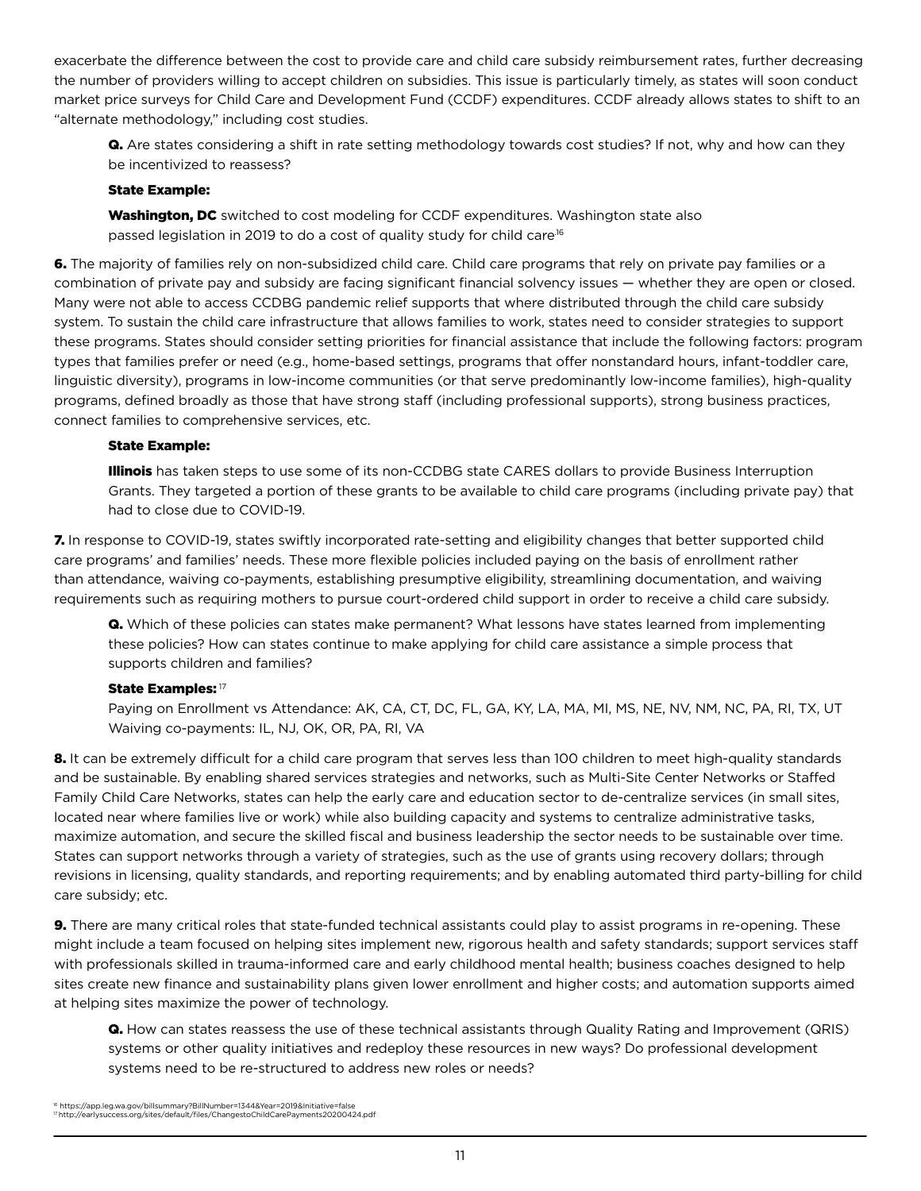exacerbate the difference between the cost to provide care and child care subsidy reimbursement rates, further decreasing the number of providers willing to accept children on subsidies. This issue is particularly timely, as states will soon conduct market price surveys for Child Care and Development Fund (CCDF) expenditures. CCDF already allows states to shift to an "alternate methodology," including cost studies.

> **Q.** Are states considering a shift in rate setting methodology towards cost studies? If not, why and how can they be incentivized to reassess?
>
> **State Example:**
>
> **Washington, DC** switched to cost modeling for CCDF expenditures. Washington state also passed legislation in 2019 to do a cost of quality study for child care[16]

**6.** The majority of families rely on non-subsidized child care. Child care programs that rely on private pay families or a combination of private pay and subsidy are facing significant financial solvency issues — whether they are open or closed. Many were not able to access CCDBG pandemic relief supports that where distributed through the child care subsidy system. To sustain the child care infrastructure that allows families to work, states need to consider strategies to support these programs. States should consider setting priorities for financial assistance that include the following factors: program types that families prefer or need (e.g., home-based settings, programs that offer nonstandard hours, infant-toddler care, linguistic diversity), programs in low-income communities (or that serve predominantly low-income families), high-quality programs, defined broadly as those that have strong staff (including professional supports), strong business practices, connect families to comprehensive services, etc.

> **State Example:**
>
> **Illinois** has taken steps to use some of its non-CCDBG state CARES dollars to provide Business Interruption Grants. They targeted a portion of these grants to be available to child care programs (including private pay) that had to close due to COVID-19.

**7.** In response to COVID-19, states swiftly incorporated rate-setting and eligibility changes that better supported child care programs' and families' needs. These more flexible policies included paying on the basis of enrollment rather than attendance, waiving co-payments, establishing presumptive eligibility, streamlining documentation, and waiving requirements such as requiring mothers to pursue court-ordered child support in order to receive a child care subsidy.

> **Q.** Which of these policies can states make permanent? What lessons have states learned from implementing these policies? How can states continue to make applying for child care assistance a simple process that supports children and families?
>
> **State Examples:**[17]
>
> Paying on Enrollment vs Attendance: AK, CA, CT, DC, FL, GA, KY, LA, MA, MI, MS, NE, NV, NM, NC, PA, RI, TX, UT
> Waiving co-payments: IL, NJ, OK, OR, PA, RI, VA

**8.** It can be extremely difficult for a child care program that serves less than 100 children to meet high-quality standards and be sustainable. By enabling shared services strategies and networks, such as Multi-Site Center Networks or Staffed Family Child Care Networks, states can help the early care and education sector to de-centralize services (in small sites, located near where families live or work) while also building capacity and systems to centralize administrative tasks, maximize automation, and secure the skilled fiscal and business leadership the sector needs to be sustainable over time. States can support networks through a variety of strategies, such as the use of grants using recovery dollars; through revisions in licensing, quality standards, and reporting requirements; and by enabling automated third party-billing for child care subsidy; etc.

**9.** There are many critical roles that state-funded technical assistants could play to assist programs in re-opening. These might include a team focused on helping sites implement new, rigorous health and safety standards; support services staff with professionals skilled in trauma-informed care and early childhood mental health; business coaches designed to help sites create new finance and sustainability plans given lower enrollment and higher costs; and automation supports aimed at helping sites maximize the power of technology.

> **Q.** How can states reassess the use of these technical assistants through Quality Rating and Improvement (QRIS) systems or other quality initiatives and redeploy these resources in new ways? Do professional development systems need to be re-structured to address new roles or needs?

[16] https://app.leg.wa.gov/billsummary?BillNumber=1344&Year=2019&Initiative=false
[17] http://earlysuccess.org/sites/default/files/ChangestoChildCarePayments20200424.pdf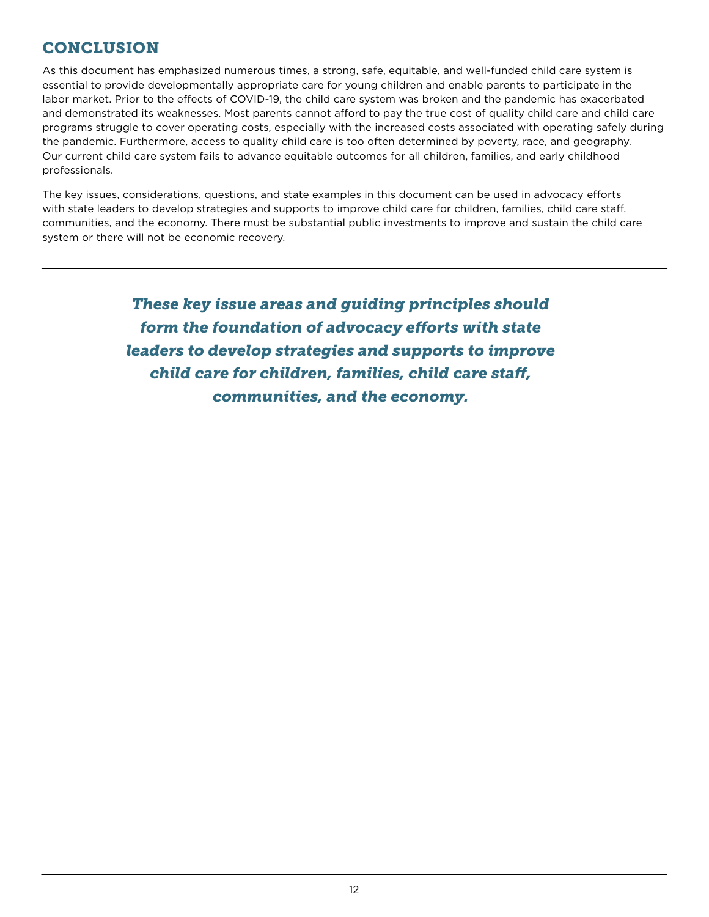## CONCLUSION

As this document has emphasized numerous times, a strong, safe, equitable, and well-funded child care system is essential to provide developmentally appropriate care for young children and enable parents to participate in the labor market. Prior to the effects of COVID-19, the child care system was broken and the pandemic has exacerbated and demonstrated its weaknesses. Most parents cannot afford to pay the true cost of quality child care and child care programs struggle to cover operating costs, especially with the increased costs associated with operating safely during the pandemic. Furthermore, access to quality child care is too often determined by poverty, race, and geography. Our current child care system fails to advance equitable outcomes for all children, families, and early childhood professionals.

The key issues, considerations, questions, and state examples in this document can be used in advocacy efforts with state leaders to develop strategies and supports to improve child care for children, families, child care staff, communities, and the economy. There must be substantial public investments to improve and sustain the child care system or there will not be economic recovery.

---

***These key issue areas and guiding principles should form the foundation of advocacy efforts with state leaders to develop strategies and supports to improve child care for children, families, child care staff, communities, and the economy.***